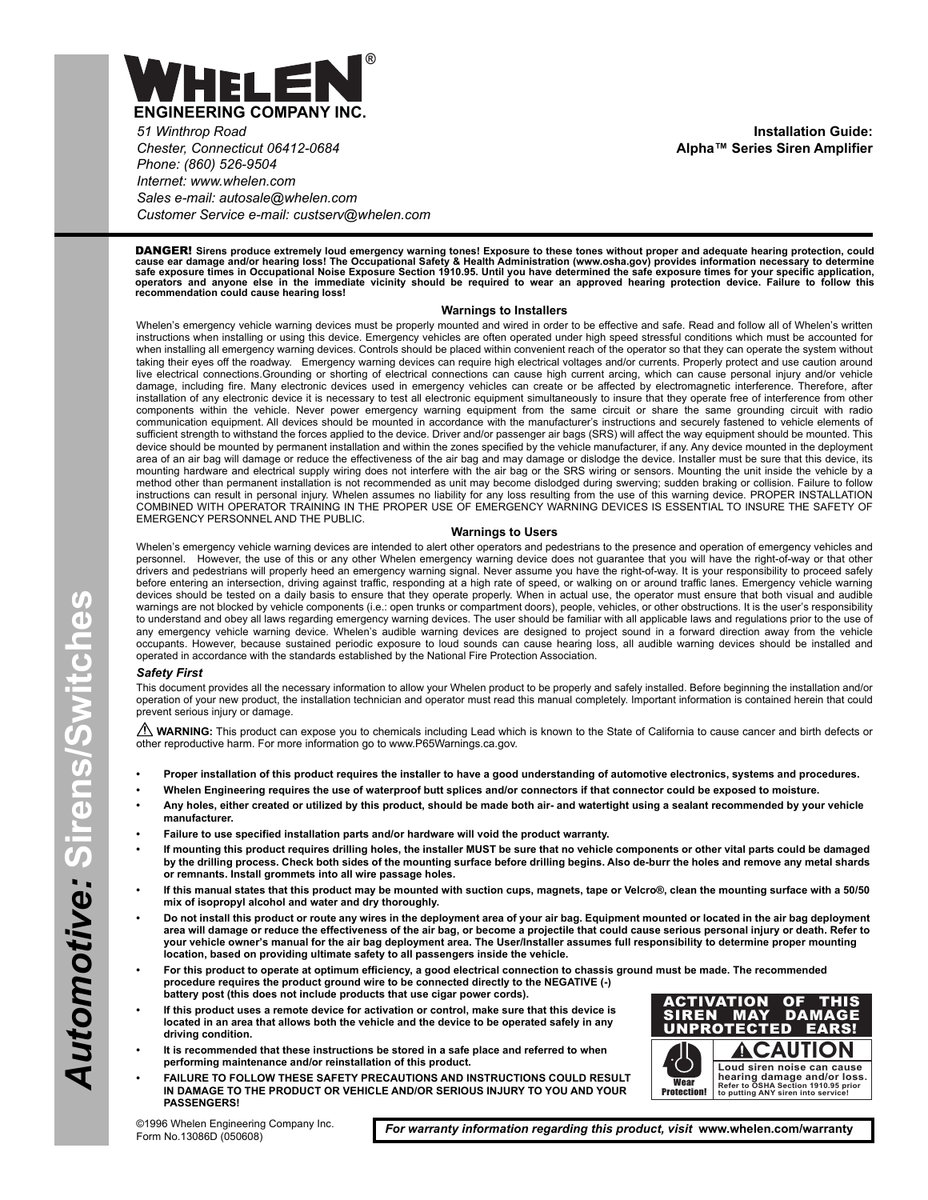# WHELEN®

**ENGINEERING COMPANY INC.**

*51 Winthrop Road*
*Chester, Connecticut 06412-0684*
*Phone: (860) 526-9504*
*Internet: www.whelen.com*
*Sales e-mail: autosale@whelen.com*
*Customer Service e-mail: custserv@whelen.com*

**Installation Guide:**
**Alpha™ Series Siren Amplifier**

**DANGER! Sirens produce extremely loud emergency warning tones! Exposure to these tones without proper and adequate hearing protection, could cause ear damage and/or hearing loss! The Occupational Safety & Health Administration (www.osha.gov) provides information necessary to determine safe exposure times in Occupational Noise Exposure Section 1910.95. Until you have determined the safe exposure times for your specific application, operators and anyone else in the immediate vicinity should be required to wear an approved hearing protection device. Failure to follow this recommendation could cause hearing loss!**

### Warnings to Installers

Whelen's emergency vehicle warning devices must be properly mounted and wired in order to be effective and safe. Read and follow all of Whelen's written instructions when installing or using this device. Emergency vehicles are often operated under high speed stressful conditions which must be accounted for when installing all emergency warning devices. Controls should be placed within convenient reach of the operator so that they can operate the system without taking their eyes off the roadway. Emergency warning devices can require high electrical voltages and/or currents. Properly protect and use caution around live electrical connections.Grounding or shorting of electrical connections can cause high current arcing, which can cause personal injury and/or vehicle damage, including fire. Many electronic devices used in emergency vehicles can create or be affected by electromagnetic interference. Therefore, after installation of any electronic device it is necessary to test all electronic equipment simultaneously to insure that they operate free of interference from other components within the vehicle. Never power emergency warning equipment from the same circuit or share the same grounding circuit with radio communication equipment. All devices should be mounted in accordance with the manufacturer's instructions and securely fastened to vehicle elements of sufficient strength to withstand the forces applied to the device. Driver and/or passenger air bags (SRS) will affect the way equipment should be mounted. This device should be mounted by permanent installation and within the zones specified by the vehicle manufacturer, if any. Any device mounted in the deployment area of an air bag will damage or reduce the effectiveness of the air bag and may damage or dislodge the device. Installer must be sure that this device, its mounting hardware and electrical supply wiring does not interfere with the air bag or the SRS wiring or sensors. Mounting the unit inside the vehicle by a method other than permanent installation is not recommended as unit may become dislodged during swerving; sudden braking or collision. Failure to follow instructions can result in personal injury. Whelen assumes no liability for any loss resulting from the use of this warning device. PROPER INSTALLATION COMBINED WITH OPERATOR TRAINING IN THE PROPER USE OF EMERGENCY WARNING DEVICES IS ESSENTIAL TO INSURE THE SAFETY OF EMERGENCY PERSONNEL AND THE PUBLIC.

### Warnings to Users

Whelen's emergency vehicle warning devices are intended to alert other operators and pedestrians to the presence and operation of emergency vehicles and personnel. However, the use of this or any other Whelen emergency warning device does not guarantee that you will have the right-of-way or that other drivers and pedestrians will properly heed an emergency warning signal. Never assume you have the right-of-way. It is your responsibility to proceed safely before entering an intersection, driving against traffic, responding at a high rate of speed, or walking on or around traffic lanes. Emergency vehicle warning devices should be tested on a daily basis to ensure that they operate properly. When in actual use, the operator must ensure that both visual and audible warnings are not blocked by vehicle components (i.e.: open trunks or compartment doors), people, vehicles, or other obstructions. It is the user's responsibility to understand and obey all laws regarding emergency warning devices. The user should be familiar with all applicable laws and regulations prior to the use of any emergency vehicle warning device. Whelen's audible warning devices are designed to project sound in a forward direction away from the vehicle occupants. However, because sustained periodic exposure to loud sounds can cause hearing loss, all audible warning devices should be installed and operated in accordance with the standards established by the National Fire Protection Association.

### *Safety First*

This document provides all the necessary information to allow your Whelen product to be properly and safely installed. Before beginning the installation and/or operation of your new product, the installation technician and operator must read this manual completely. Important information is contained herein that could prevent serious injury or damage.

⚠ **WARNING:** This product can expose you to chemicals including Lead which is known to the State of California to cause cancer and birth defects or other reproductive harm. For more information go to www.P65Warnings.ca.gov.

- **Proper installation of this product requires the installer to have a good understanding of automotive electronics, systems and procedures.**
- **Whelen Engineering requires the use of waterproof butt splices and/or connectors if that connector could be exposed to moisture.**
- **Any holes, either created or utilized by this product, should be made both air- and watertight using a sealant recommended by your vehicle manufacturer.**
- **Failure to use specified installation parts and/or hardware will void the product warranty.**
- **If mounting this product requires drilling holes, the installer MUST be sure that no vehicle components or other vital parts could be damaged by the drilling process. Check both sides of the mounting surface before drilling begins. Also de-burr the holes and remove any metal shards or remnants. Install grommets into all wire passage holes.**
- **If this manual states that this product may be mounted with suction cups, magnets, tape or Velcro®, clean the mounting surface with a 50/50 mix of isopropyl alcohol and water and dry thoroughly.**
- **Do not install this product or route any wires in the deployment area of your air bag. Equipment mounted or located in the air bag deployment area will damage or reduce the effectiveness of the air bag, or become a projectile that could cause serious personal injury or death. Refer to your vehicle owner's manual for the air bag deployment area. The User/Installer assumes full responsibility to determine proper mounting location, based on providing ultimate safety to all passengers inside the vehicle.**
- **For this product to operate at optimum efficiency, a good electrical connection to chassis ground must be made. The recommended procedure requires the product ground wire to be connected directly to the NEGATIVE (-) battery post (this does not include products that use cigar power cords).**
- **If this product uses a remote device for activation or control, make sure that this device is located in an area that allows both the vehicle and the device to be operated safely in any driving condition.**
- **It is recommended that these instructions be stored in a safe place and referred to when performing maintenance and/or reinstallation of this product.**
- **FAILURE TO FOLLOW THESE SAFETY PRECAUTIONS AND INSTRUCTIONS COULD RESULT IN DAMAGE TO THE PRODUCT OR VEHICLE AND/OR SERIOUS INJURY TO YOU AND YOUR PASSENGERS!**

**ACTIVATION OF THIS SIREN MAY DAMAGE UNPROTECTED EARS!**

**⚠CAUTION**

**Wear Protection!**

**Loud siren noise can cause hearing damage and/or loss.**
**Refer to OSHA Section 1910.95 prior to putting ANY siren into service!**

©1996 Whelen Engineering Company Inc.
Form No.13086D (050608)

***For warranty information regarding this product, visit* www.whelen.com/warranty**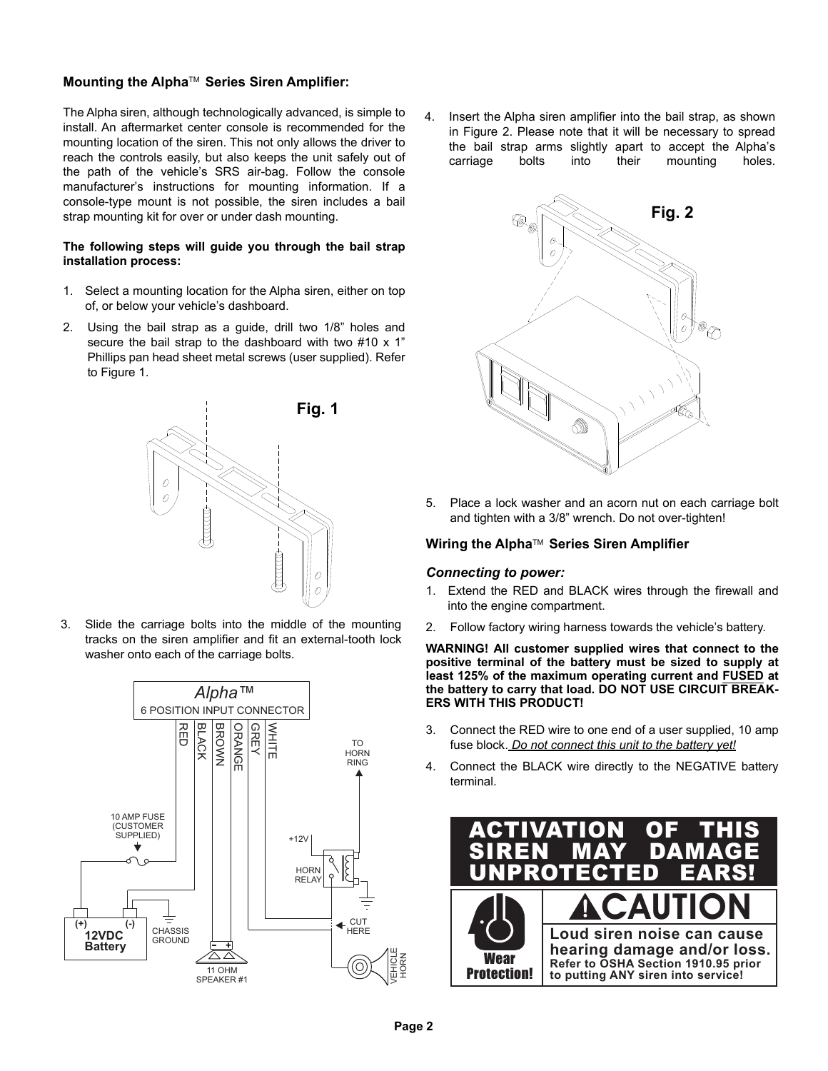### Mounting the Alpha™ Series Siren Amplifier:

The Alpha siren, although technologically advanced, is simple to install. An aftermarket center console is recommended for the mounting location of the siren. This not only allows the driver to reach the controls easily, but also keeps the unit safely out of the path of the vehicle's SRS air-bag. Follow the console manufacturer's instructions for mounting information. If a console-type mount is not possible, the siren includes a bail strap mounting kit for over or under dash mounting.

**The following steps will guide you through the bail strap installation process:**

1. Select a mounting location for the Alpha siren, either on top of, or below your vehicle's dashboard.
2. Using the bail strap as a guide, drill two 1/8" holes and secure the bail strap to the dashboard with two #10 x 1" Phillips pan head sheet metal screws (user supplied). Refer to Figure 1.

**Fig. 1**

3. Slide the carriage bolts into the middle of the mounting tracks on the siren amplifier and fit an external-tooth lock washer onto each of the carriage bolts.

Alpha™ 6 POSITION INPUT CONNECTOR: RED, BLACK, BROWN, ORANGE, GREY, WHITE

10 AMP FUSE (CUSTOMER SUPPLIED) — 12VDC Battery (+) (-) — CHASSIS GROUND — 11 OHM SPEAKER #1 — TO HORN RING — +12V — HORN RELAY — CUT HERE — VEHICLE HORN

4. Insert the Alpha siren amplifier into the bail strap, as shown in Figure 2. Please note that it will be necessary to spread the bail strap arms slightly apart to accept the Alpha's carriage bolts into their mounting holes.

**Fig. 2**

5. Place a lock washer and an acorn nut on each carriage bolt and tighten with a 3/8" wrench. Do not over-tighten!

### Wiring the Alpha™ Series Siren Amplifier

#### *Connecting to power:*

1. Extend the RED and BLACK wires through the firewall and into the engine compartment.
2. Follow factory wiring harness towards the vehicle's battery.

**WARNING! All customer supplied wires that connect to the positive terminal of the battery must be sized to supply at least 125% of the maximum operating current and FUSED at the battery to carry that load. DO NOT USE CIRCUIT BREAKERS WITH THIS PRODUCT!**

3. Connect the RED wire to one end of a user supplied, 10 amp fuse block. *Do not connect this unit to the battery yet!*
4. Connect the BLACK wire directly to the NEGATIVE battery terminal.

**ACTIVATION OF THIS SIREN MAY DAMAGE UNPROTECTED EARS!**

**Wear Protection!**

**⚠CAUTION**

**Loud siren noise can cause hearing damage and/or loss.**
**Refer to OSHA Section 1910.95 prior to putting ANY siren into service!**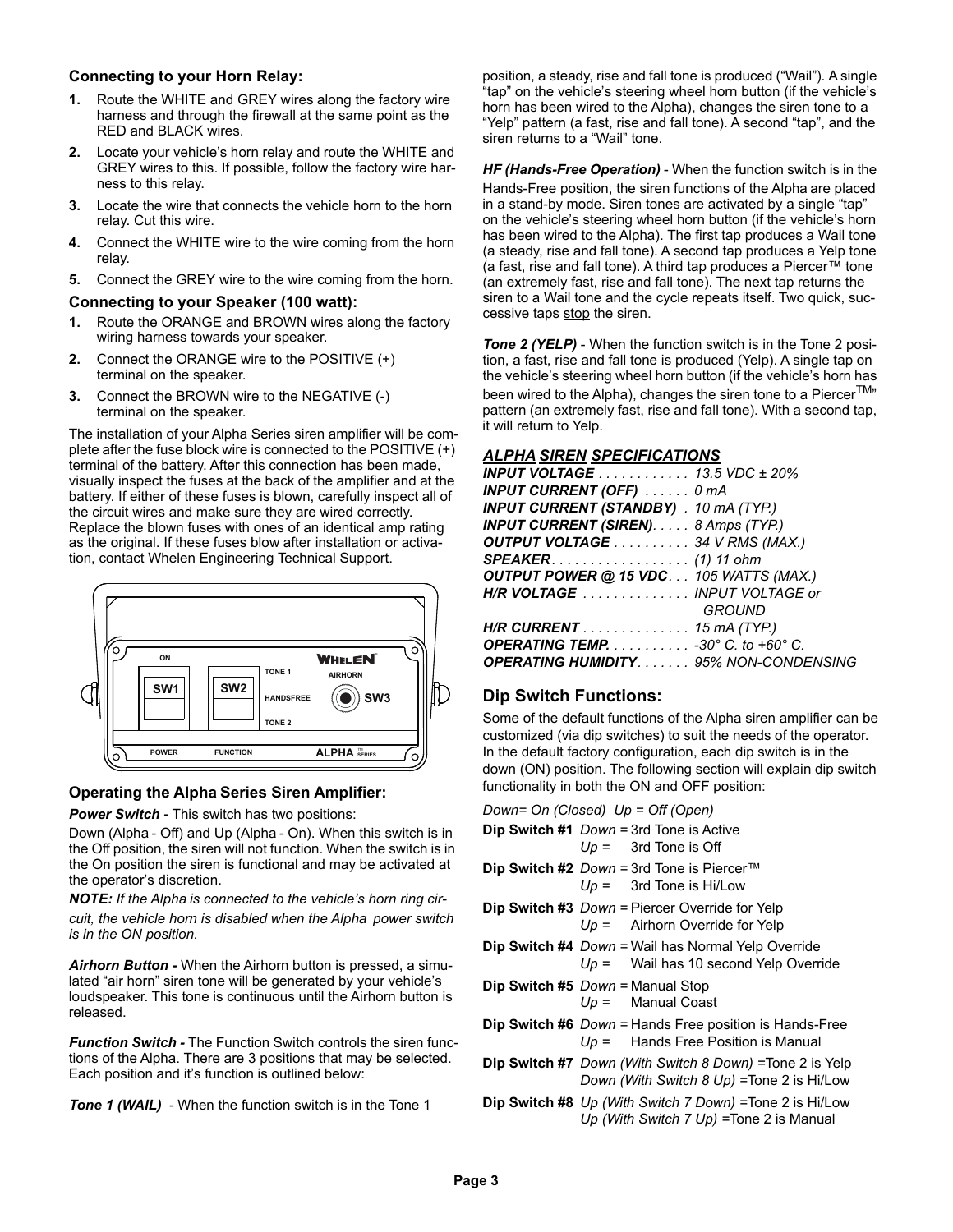### Connecting to your Horn Relay:

1. Route the WHITE and GREY wires along the factory wire harness and through the firewall at the same point as the RED and BLACK wires.
2. Locate your vehicle's horn relay and route the WHITE and GREY wires to this. If possible, follow the factory wire harness to this relay.
3. Locate the wire that connects the vehicle horn to the horn relay. Cut this wire.
4. Connect the WHITE wire to the wire coming from the horn relay.
5. Connect the GREY wire to the wire coming from the horn.

### Connecting to your Speaker (100 watt):

1. Route the ORANGE and BROWN wires along the factory wiring harness towards your speaker.
2. Connect the ORANGE wire to the POSITIVE (+) terminal on the speaker.
3. Connect the BROWN wire to the NEGATIVE (-) terminal on the speaker.

The installation of your Alpha Series siren amplifier will be complete after the fuse block wire is connected to the POSITIVE (+) terminal of the battery. After this connection has been made, visually inspect the fuses at the back of the amplifier and at the battery. If either of these fuses is blown, carefully inspect all of the circuit wires and make sure they are wired correctly. Replace the blown fuses with ones of an identical amp rating as the original. If these fuses blow after installation or activation, contact Whelen Engineering Technical Support.

ON
SW1
SW2
TONE 1
HANDSFREE
TONE 2
WHELEN
AIRHORN
SW3
POWER
FUNCTION
ALPHA SERIES

### Operating the Alpha Series Siren Amplifier:

***Power Switch -*** This switch has two positions:

Down (Alpha - Off) and Up (Alpha - On). When this switch is in the Off position, the siren will not function. When the switch is in the On position the siren is functional and may be activated at the operator's discretion.

***NOTE:*** *If the Alpha is connected to the vehicle's horn ring circuit, the vehicle horn is disabled when the Alpha power switch is in the ON position.*

***Airhorn Button -*** When the Airhorn button is pressed, a simulated "air horn" siren tone will be generated by your vehicle's loudspeaker. This tone is continuous until the Airhorn button is released.

***Function Switch -*** The Function Switch controls the siren functions of the Alpha. There are 3 positions that may be selected. Each position and it's function is outlined below:

***Tone 1 (WAIL)*** - When the function switch is in the Tone 1 position, a steady, rise and fall tone is produced ("Wail"). A single "tap" on the vehicle's steering wheel horn button (if the vehicle's horn has been wired to the Alpha), changes the siren tone to a "Yelp" pattern (a fast, rise and fall tone). A second "tap", and the siren returns to a "Wail" tone.

***HF (Hands-Free Operation)*** - When the function switch is in the Hands-Free position, the siren functions of the Alpha are placed in a stand-by mode. Siren tones are activated by a single "tap" on the vehicle's steering wheel horn button (if the vehicle's horn has been wired to the Alpha). The first tap produces a Wail tone (a steady, rise and fall tone). A second tap produces a Yelp tone (a fast, rise and fall tone). A third tap produces a Piercer™ tone (an extremely fast, rise and fall tone). The next tap returns the siren to a Wail tone and the cycle repeats itself. Two quick, successive taps stop the siren.

***Tone 2 (YELP)*** - When the function switch is in the Tone 2 position, a fast, rise and fall tone is produced (Yelp). A single tap on the vehicle's steering wheel horn button (if the vehicle's horn has been wired to the Alpha), changes the siren tone to a Piercer™ pattern (an extremely fast, rise and fall tone). With a second tap, it will return to Yelp.

## *ALPHA SIREN SPECIFICATIONS*

| | |
|---|---|
| ***INPUT VOLTAGE*** | *13.5 VDC ± 20%* |
| ***INPUT CURRENT (OFF)*** | *0 mA* |
| ***INPUT CURRENT (STANDBY)*** | *10 mA (TYP.)* |
| ***INPUT CURRENT (SIREN)*** | *8 Amps (TYP.)* |
| ***OUTPUT VOLTAGE*** | *34 V RMS (MAX.)* |
| ***SPEAKER*** | *(1) 11 ohm* |
| ***OUTPUT POWER @ 15 VDC*** | *105 WATTS (MAX.)* |
| ***H/R VOLTAGE*** | *INPUT VOLTAGE or GROUND* |
| ***H/R CURRENT*** | *15 mA (TYP.)* |
| ***OPERATING TEMP.*** | *-30° C. to +60° C.* |
| ***OPERATING HUMIDITY*** | *95% NON-CONDENSING* |

## Dip Switch Functions:

Some of the default functions of the Alpha siren amplifier can be customized (via dip switches) to suit the needs of the operator. In the default factory configuration, each dip switch is in the down (ON) position. The following section will explain dip switch functionality in both the ON and OFF position:

*Down= On (Closed) Up = Off (Open)*

**Dip Switch #1** *Down =* 3rd Tone is Active
*Up =* 3rd Tone is Off

**Dip Switch #2** *Down =* 3rd Tone is Piercer™
*Up =* 3rd Tone is Hi/Low

**Dip Switch #3** *Down =* Piercer Override for Yelp
*Up =* Airhorn Override for Yelp

**Dip Switch #4** *Down =* Wail has Normal Yelp Override
*Up =* Wail has 10 second Yelp Override

**Dip Switch #5** *Down =* Manual Stop
*Up =* Manual Coast

**Dip Switch #6** *Down =* Hands Free position is Hands-Free
*Up =* Hands Free Position is Manual

**Dip Switch #7** *Down (With Switch 8 Down) =*Tone 2 is Yelp
*Down (With Switch 8 Up) =*Tone 2 is Hi/Low

**Dip Switch #8** *Up (With Switch 7 Down) =*Tone 2 is Hi/Low
*Up (With Switch 7 Up) =*Tone 2 is Manual